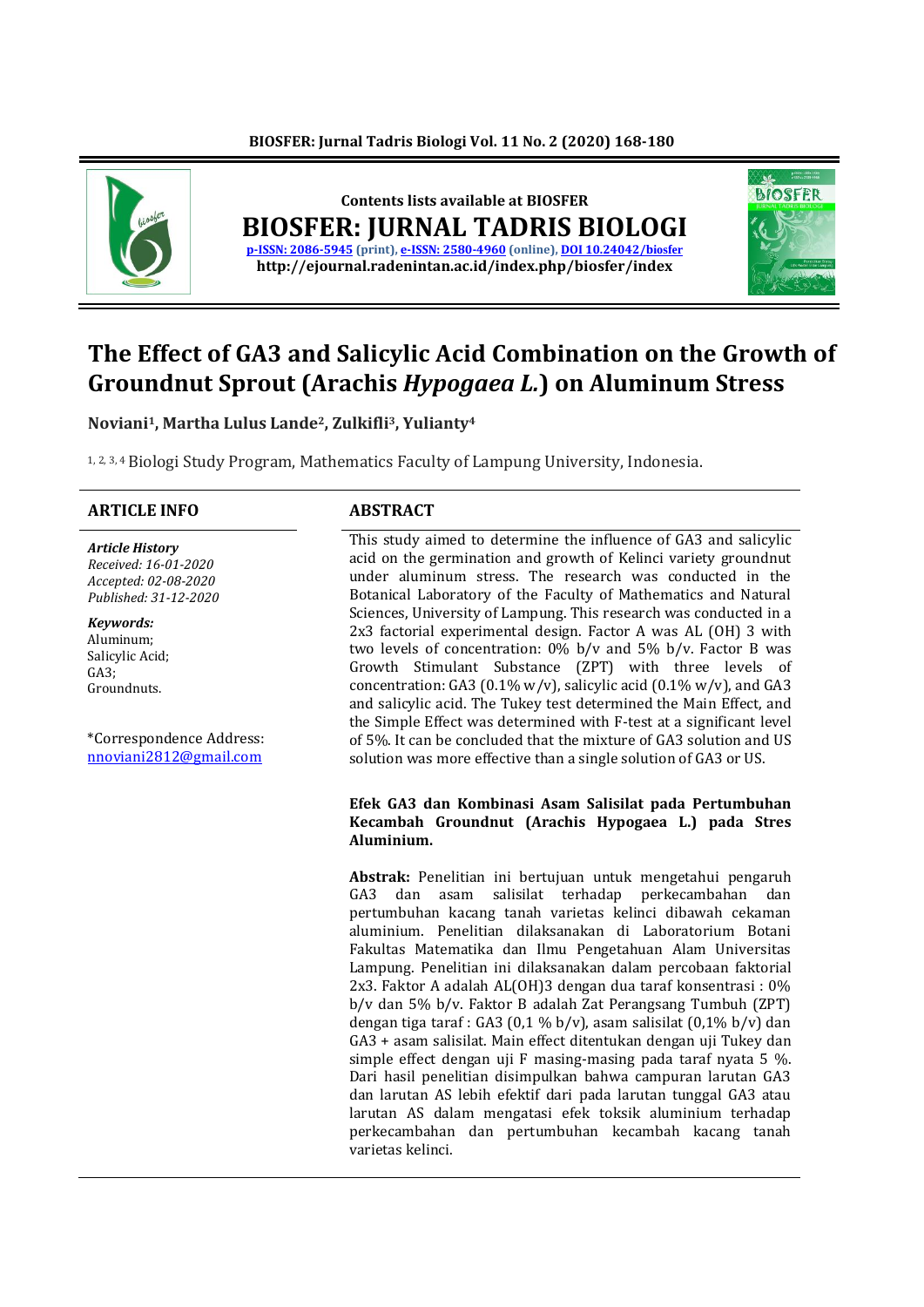Contents lists available at BIOSFER

# BIOSFER: JURNAL TADRIS BIOLOGI

p-ISSN: 2086-5945 (print), e-ISSN: 2580-4960 (online), DOI 10.24042/biosfer
http://ejournal.radenintan.ac.id/index.php/biosfer/index

# The Effect of GA3 and Salicylic Acid Combination on the Growth of Groundnut Sprout (Arachis *Hypogaea L.*) on Aluminum Stress

**Noviani[1], Martha Lulus Lande[2], Zulkifli[3], Yulianty[4]**

[1, 2, 3, 4] Biologi Study Program, Mathematics Faculty of Lampung University, Indonesia.

## ARTICLE INFO

***Article History***
*Received: 16-01-2020*
*Accepted: 02-08-2020*
*Published: 31-12-2020*

***Keywords:***
Aluminum;
Salicylic Acid;
GA3;
Groundnuts.

*Correspondence Address:
nnoviani2812@gmail.com

## ABSTRACT

This study aimed to determine the influence of GA3 and salicylic acid on the germination and growth of Kelinci variety groundnut under aluminum stress. The research was conducted in the Botanical Laboratory of the Faculty of Mathematics and Natural Sciences, University of Lampung. This research was conducted in a 2x3 factorial experimental design. Factor A was AL (OH) 3 with two levels of concentration: 0% b/v and 5% b/v. Factor B was Growth Stimulant Substance (ZPT) with three levels of concentration: GA3 (0.1% w/v), salicylic acid (0.1% w/v), and GA3 and salicylic acid. The Tukey test determined the Main Effect, and the Simple Effect was determined with F-test at a significant level of 5%. It can be concluded that the mixture of GA3 solution and US solution was more effective than a single solution of GA3 or US.

**Efek GA3 dan Kombinasi Asam Salisilat pada Pertumbuhan Kecambah Groundnut (Arachis Hypogaea L.) pada Stres Aluminium.**

**Abstrak:** Penelitian ini bertujuan untuk mengetahui pengaruh GA3 dan asam salisilat terhadap perkecambahan dan pertumbuhan kacang tanah varietas kelinci dibawah cekaman aluminium. Penelitian dilaksanakan di Laboratorium Botani Fakultas Matematika dan Ilmu Pengetahuan Alam Universitas Lampung. Penelitian ini dilaksanakan dalam percobaan faktorial 2x3. Faktor A adalah AL(OH)3 dengan dua taraf konsentrasi : 0% b/v dan 5% b/v. Faktor B adalah Zat Perangsang Tumbuh (ZPT) dengan tiga taraf : GA3 (0,1 % b/v), asam salisilat (0,1% b/v) dan GA3 + asam salisilat. Main effect ditentukan dengan uji Tukey dan simple effect dengan uji F masing-masing pada taraf nyata 5 %. Dari hasil penelitian disimpulkan bahwa campuran larutan GA3 dan larutan AS lebih efektif dari pada larutan tunggal GA3 atau larutan AS dalam mengatasi efek toksik aluminium terhadap perkecambahan dan pertumbuhan kecambah kacang tanah varietas kelinci.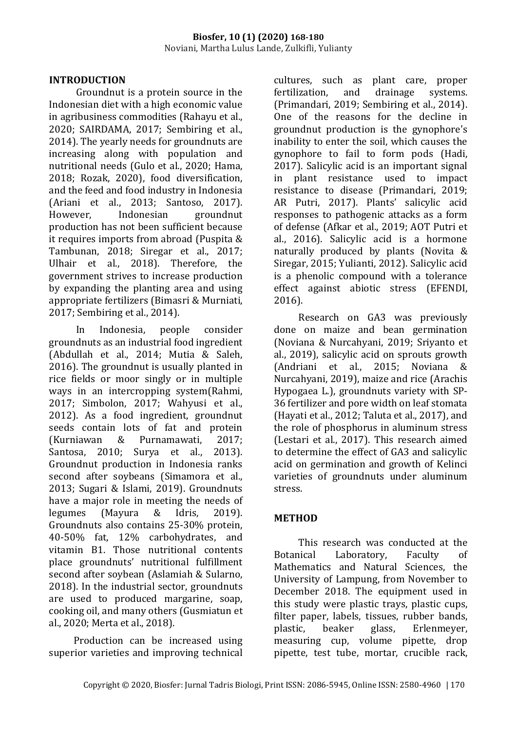## INTRODUCTION

Groundnut is a protein source in the Indonesian diet with a high economic value in agribusiness commodities (Rahayu et al., 2020; SAIRDAMA, 2017; Sembiring et al., 2014). The yearly needs for groundnuts are increasing along with population and nutritional needs (Gulo et al., 2020; Hama, 2018; Rozak, 2020), food diversification, and the feed and food industry in Indonesia (Ariani et al., 2013; Santoso, 2017). However, Indonesian groundnut production has not been sufficient because it requires imports from abroad (Puspita & Tambunan, 2018; Siregar et al., 2017; Ulhair et al., 2018). Therefore, the government strives to increase production by expanding the planting area and using appropriate fertilizers (Bimasri & Murniati, 2017; Sembiring et al., 2014).

In Indonesia, people consider groundnuts as an industrial food ingredient (Abdullah et al., 2014; Mutia & Saleh, 2016). The groundnut is usually planted in rice fields or moor singly or in multiple ways in an intercropping system(Rahmi, 2017; Simbolon, 2017; Wahyusi et al., 2012). As a food ingredient, groundnut seeds contain lots of fat and protein (Kurniawan & Purnamawati, 2017; Santosa, 2010; Surya et al., 2013). Groundnut production in Indonesia ranks second after soybeans (Simamora et al., 2013; Sugari & Islami, 2019). Groundnuts have a major role in meeting the needs of legumes (Mayura & Idris, 2019). Groundnuts also contains 25-30% protein, 40-50% fat, 12% carbohydrates, and vitamin B1. Those nutritional contents place groundnuts' nutritional fulfillment second after soybean (Aslamiah & Sularno, 2018). In the industrial sector, groundnuts are used to produced margarine, soap, cooking oil, and many others (Gusmiatun et al., 2020; Merta et al., 2018).

Production can be increased using superior varieties and improving technical cultures, such as plant care, proper fertilization, and drainage systems. (Primandari, 2019; Sembiring et al., 2014). One of the reasons for the decline in groundnut production is the gynophore's inability to enter the soil, which causes the gynophore to fail to form pods (Hadi, 2017). Salicylic acid is an important signal in plant resistance used to impact resistance to disease (Primandari, 2019; AR Putri, 2017). Plants' salicylic acid responses to pathogenic attacks as a form of defense (Afkar et al., 2019; AOT Putri et al., 2016). Salicylic acid is a hormone naturally produced by plants (Novita & Siregar, 2015; Yulianti, 2012). Salicylic acid is a phenolic compound with a tolerance effect against abiotic stress (EFENDI, 2016).

Research on GA3 was previously done on maize and bean germination (Noviana & Nurcahyani, 2019; Sriyanto et al., 2019), salicylic acid on sprouts growth (Andriani et al., 2015; Noviana & Nurcahyani, 2019), maize and rice (Arachis Hypogaea L.), groundnuts variety with SP-36 fertilizer and pore width on leaf stomata (Hayati et al., 2012; Taluta et al., 2017), and the role of phosphorus in aluminum stress (Lestari et al., 2017). This research aimed to determine the effect of GA3 and salicylic acid on germination and growth of Kelinci varieties of groundnuts under aluminum stress.

## METHOD

This research was conducted at the Botanical Laboratory, Faculty of Mathematics and Natural Sciences, the University of Lampung, from November to December 2018. The equipment used in this study were plastic trays, plastic cups, filter paper, labels, tissues, rubber bands, plastic, beaker glass, Erlenmeyer, measuring cup, volume pipette, drop pipette, test tube, mortar, crucible rack,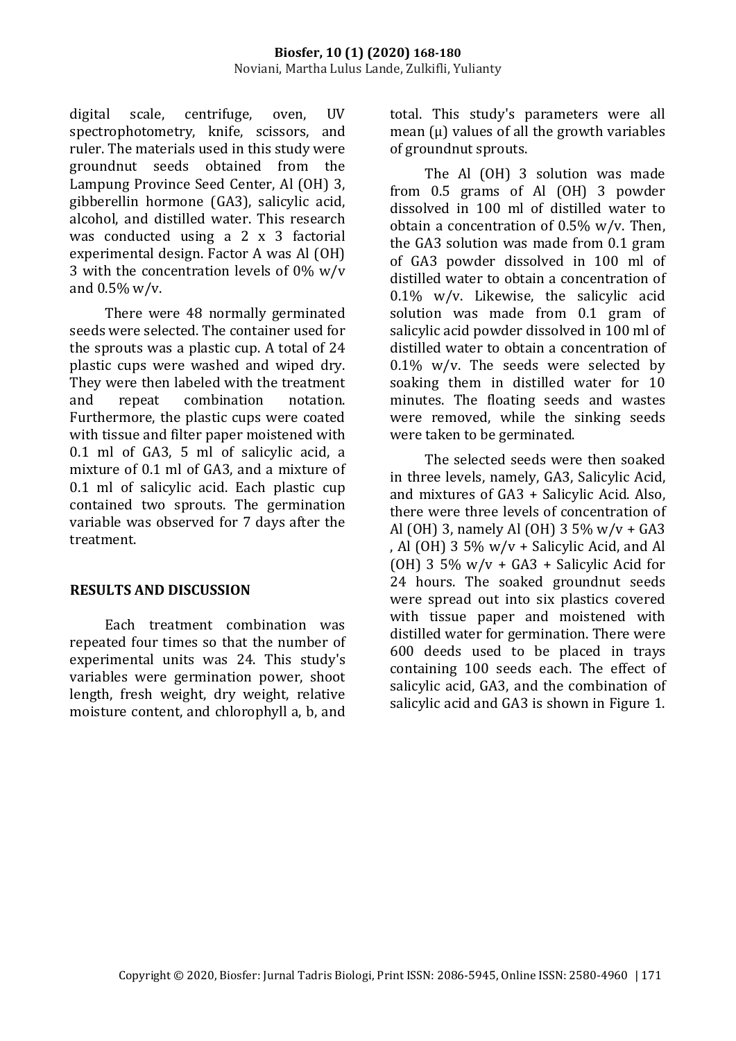digital scale, centrifuge, oven, UV spectrophotometry, knife, scissors, and ruler. The materials used in this study were groundnut seeds obtained from the Lampung Province Seed Center, Al (OH) 3, gibberellin hormone (GA3), salicylic acid, alcohol, and distilled water. This research was conducted using a 2 x 3 factorial experimental design. Factor A was Al (OH) 3 with the concentration levels of 0% w/v and 0.5% w/v.

There were 48 normally germinated seeds were selected. The container used for the sprouts was a plastic cup. A total of 24 plastic cups were washed and wiped dry. They were then labeled with the treatment and repeat combination notation. Furthermore, the plastic cups were coated with tissue and filter paper moistened with 0.1 ml of GA3, 5 ml of salicylic acid, a mixture of 0.1 ml of GA3, and a mixture of 0.1 ml of salicylic acid. Each plastic cup contained two sprouts. The germination variable was observed for 7 days after the treatment.

## RESULTS AND DISCUSSION

Each treatment combination was repeated four times so that the number of experimental units was 24. This study's variables were germination power, shoot length, fresh weight, dry weight, relative moisture content, and chlorophyll a, b, and total. This study's parameters were all mean (μ) values of all the growth variables of groundnut sprouts.

The Al (OH) 3 solution was made from 0.5 grams of Al (OH) 3 powder dissolved in 100 ml of distilled water to obtain a concentration of 0.5% w/v. Then, the GA3 solution was made from 0.1 gram of GA3 powder dissolved in 100 ml of distilled water to obtain a concentration of 0.1% w/v. Likewise, the salicylic acid solution was made from 0.1 gram of salicylic acid powder dissolved in 100 ml of distilled water to obtain a concentration of 0.1% w/v. The seeds were selected by soaking them in distilled water for 10 minutes. The floating seeds and wastes were removed, while the sinking seeds were taken to be germinated.

The selected seeds were then soaked in three levels, namely, GA3, Salicylic Acid, and mixtures of GA3 + Salicylic Acid. Also, there were three levels of concentration of Al (OH) 3, namely Al (OH) 3 5% w/v + GA3 , Al (OH) 3 5% w/v + Salicylic Acid, and Al (OH) 3 5% w/v + GA3 + Salicylic Acid for 24 hours. The soaked groundnut seeds were spread out into six plastics covered with tissue paper and moistened with distilled water for germination. There were 600 deeds used to be placed in trays containing 100 seeds each. The effect of salicylic acid, GA3, and the combination of salicylic acid and GA3 is shown in Figure 1.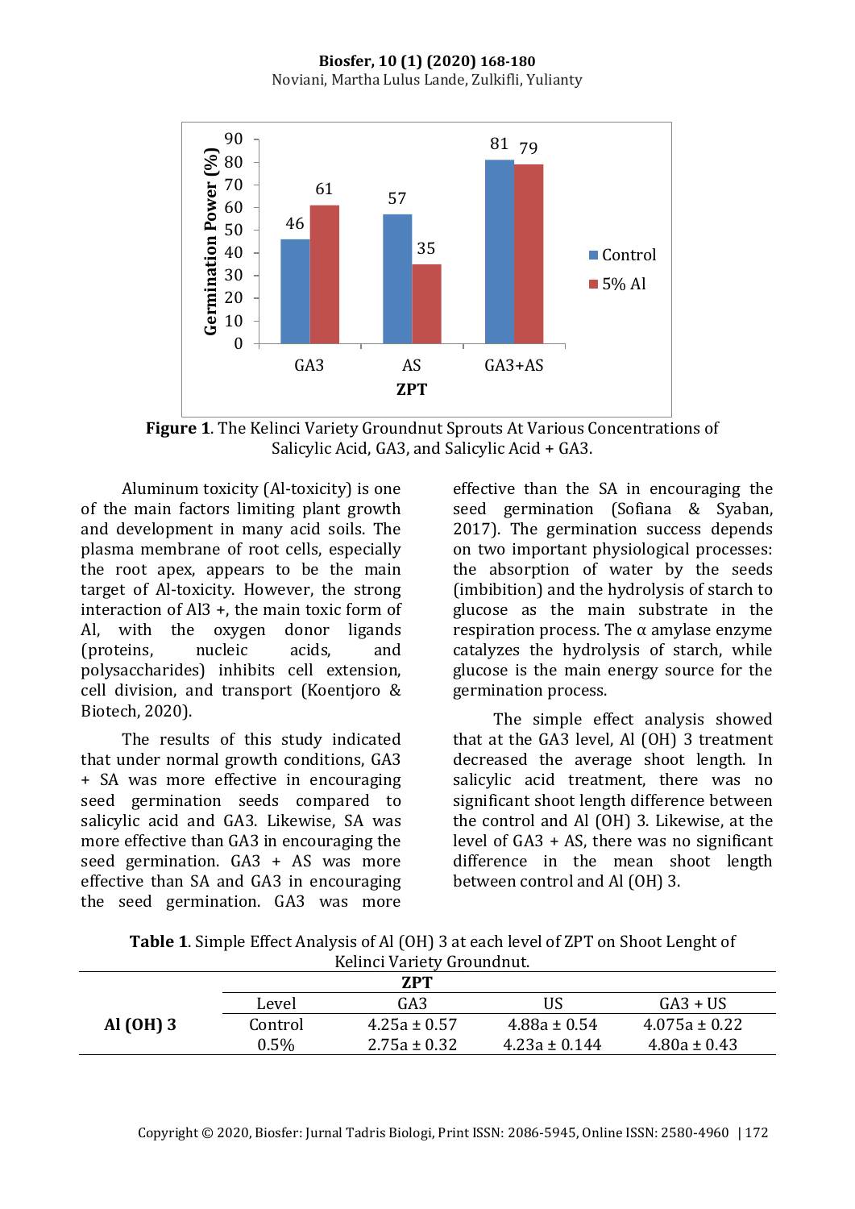**Figure 1**. The Kelinci Variety Groundnut Sprouts At Various Concentrations of Salicylic Acid, GA3, and Salicylic Acid + GA3.

Aluminum toxicity (Al-toxicity) is one of the main factors limiting plant growth and development in many acid soils. The plasma membrane of root cells, especially the root apex, appears to be the main target of Al-toxicity. However, the strong interaction of Al3 +, the main toxic form of Al, with the oxygen donor ligands (proteins, nucleic acids, and polysaccharides) inhibits cell extension, cell division, and transport (Koentjoro & Biotech, 2020).

The results of this study indicated that under normal growth conditions, GA3 + SA was more effective in encouraging seed germination seeds compared to salicylic acid and GA3. Likewise, SA was more effective than GA3 in encouraging the seed germination. GA3 + AS was more effective than SA and GA3 in encouraging the seed germination. GA3 was more effective than the SA in encouraging the seed germination (Sofiana & Syaban, 2017). The germination success depends on two important physiological processes: the absorption of water by the seeds (imbibition) and the hydrolysis of starch to glucose as the main substrate in the respiration process. The α amylase enzyme catalyzes the hydrolysis of starch, while glucose is the main energy source for the germination process.

The simple effect analysis showed that at the GA3 level, Al (OH) 3 treatment decreased the average shoot length. In salicylic acid treatment, there was no significant shoot length difference between the control and Al (OH) 3. Likewise, at the level of GA3 + AS, there was no significant difference in the mean shoot length between control and Al (OH) 3.

**Table 1**. Simple Effect Analysis of Al (OH) 3 at each level of ZPT on Shoot Lenght of Kelinci Variety Groundnut.

| | ZPT | | | |
|---|---|---|---|---|
| **Al (OH) 3** | Level | GA3 | US | GA3 + US |
| | Control | 4.25a ± 0.57 | 4.88a ± 0.54 | 4.075a ± 0.22 |
| | 0.5% | 2.75a ± 0.32 | 4.23a ± 0.144 | 4.80a ± 0.43 |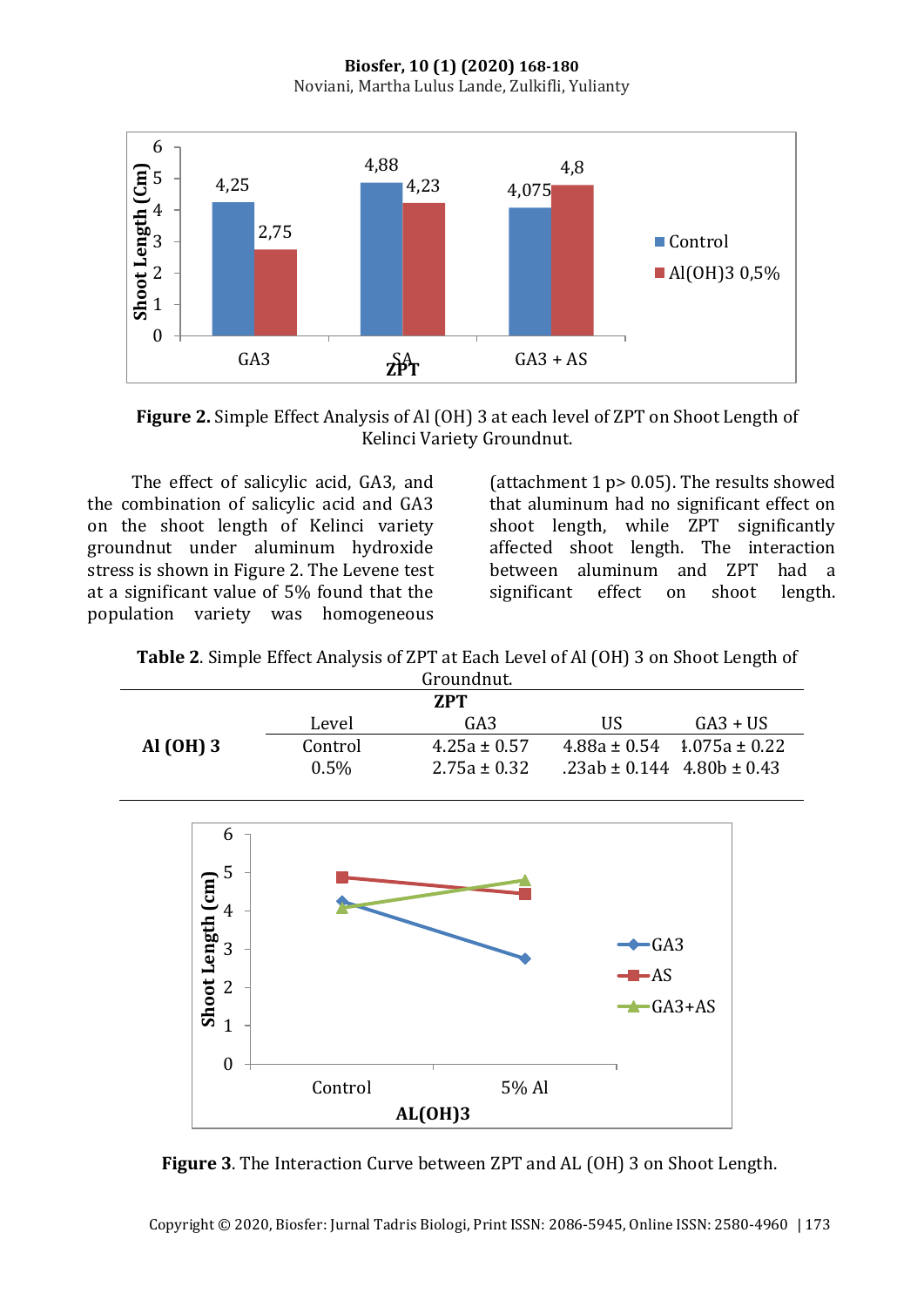**Figure 2.** Simple Effect Analysis of Al (OH) 3 at each level of ZPT on Shoot Length of Kelinci Variety Groundnut.

The effect of salicylic acid, GA3, and the combination of salicylic acid and GA3 on the shoot length of Kelinci variety groundnut under aluminum hydroxide stress is shown in Figure 2. The Levene test at a significant value of 5% found that the population variety was homogeneous (attachment 1 p> 0.05). The results showed that aluminum had no significant effect on shoot length, while ZPT significantly affected shoot length. The interaction between aluminum and ZPT had a significant effect on shoot length.

**Table 2**. Simple Effect Analysis of ZPT at Each Level of Al (OH) 3 on Shoot Length of Groundnut.

| | ZPT | | | |
|---|---|---|---|---|
| | Level | GA3 | US | GA3 + US |
| **Al (OH) 3** | Control | 4.25a ± 0.57 | 4.88a ± 0.54 | 4.075a ± 0.22 |
| | 0.5% | 2.75a ± 0.32 | .23ab ± 0.144 | 4.80b ± 0.43 |

**Figure 3**. The Interaction Curve between ZPT and AL (OH) 3 on Shoot Length.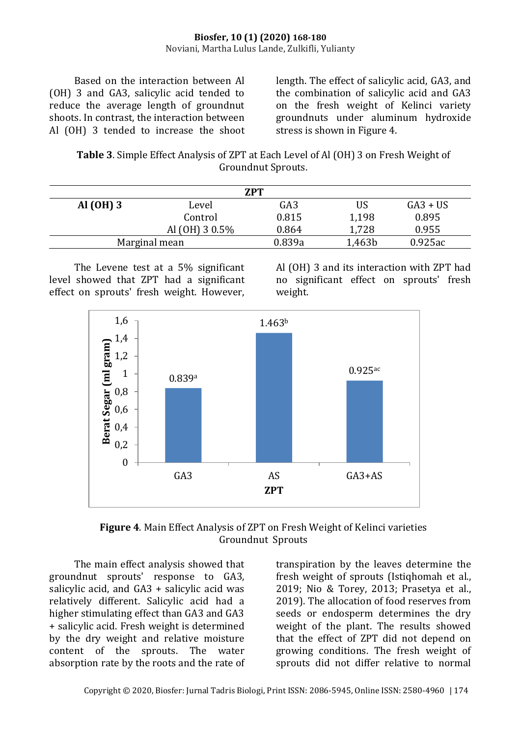Based on the interaction between Al (OH) 3 and GA3, salicylic acid tended to reduce the average length of groundnut shoots. In contrast, the interaction between Al (OH) 3 tended to increase the shoot length. The effect of salicylic acid, GA3, and the combination of salicylic acid and GA3 on the fresh weight of Kelinci variety groundnuts under aluminum hydroxide stress is shown in Figure 4.

**Table 3**. Simple Effect Analysis of ZPT at Each Level of Al (OH) 3 on Fresh Weight of Groundnut Sprouts.

| | | ZPT | | |
|---|---|---|---|---|
| **Al (OH) 3** | Level | GA3 | US | GA3 + US |
| | Control | 0.815 | 1,198 | 0.895 |
| | Al (OH) 3 0.5% | 0.864 | 1,728 | 0.955 |
| Marginal mean | | 0.839a | 1,463b | 0.925ac |

The Levene test at a 5% significant level showed that ZPT had a significant effect on sprouts' fresh weight. However, Al (OH) 3 and its interaction with ZPT had no significant effect on sprouts' fresh weight.

**Figure 4**. Main Effect Analysis of ZPT on Fresh Weight of Kelinci varieties Groundnut Sprouts

The main effect analysis showed that groundnut sprouts' response to GA3, salicylic acid, and GA3 + salicylic acid was relatively different. Salicylic acid had a higher stimulating effect than GA3 and GA3 + salicylic acid. Fresh weight is determined by the dry weight and relative moisture content of the sprouts. The water absorption rate by the roots and the rate of transpiration by the leaves determine the fresh weight of sprouts (Istiqhomah et al., 2019; Nio & Torey, 2013; Prasetya et al., 2019). The allocation of food reserves from seeds or endosperm determines the dry weight of the plant. The results showed that the effect of ZPT did not depend on growing conditions. The fresh weight of sprouts did not differ relative to normal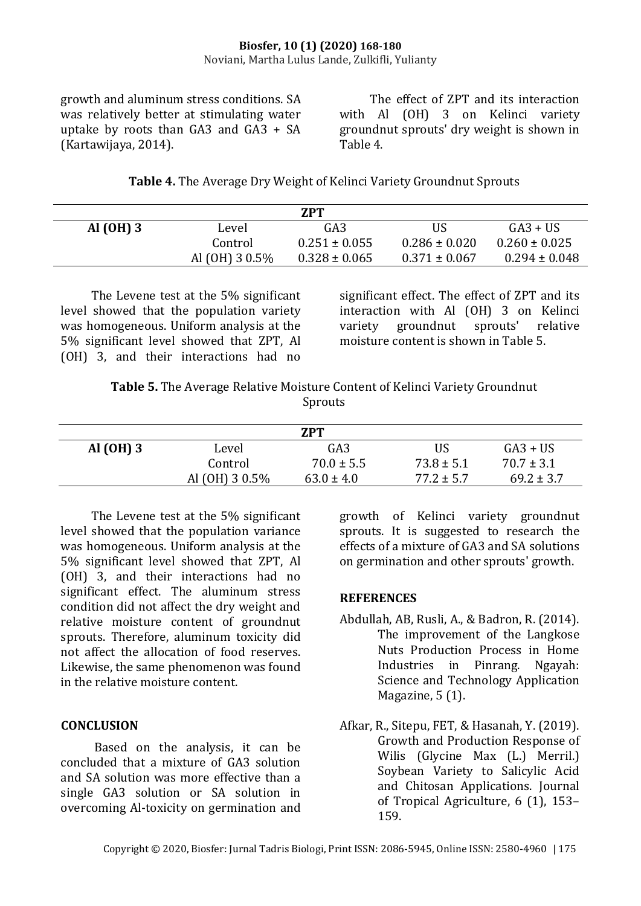growth and aluminum stress conditions. SA was relatively better at stimulating water uptake by roots than GA3 and GA3 + SA (Kartawijaya, 2014).

The effect of ZPT and its interaction with Al (OH) 3 on Kelinci variety groundnut sprouts' dry weight is shown in Table 4.

**Table 4.** The Average Dry Weight of Kelinci Variety Groundnut Sprouts

| | | ZPT | | |
|---|---|---|---|---|
| **Al (OH) 3** | Level | GA3 | US | GA3 + US |
| | Control | 0.251 ± 0.055 | 0.286 ± 0.020 | 0.260 ± 0.025 |
| | Al (OH) 3 0.5% | 0.328 ± 0.065 | 0.371 ± 0.067 | 0.294 ± 0.048 |

The Levene test at the 5% significant level showed that the population variety was homogeneous. Uniform analysis at the 5% significant level showed that ZPT, Al (OH) 3, and their interactions had no significant effect. The effect of ZPT and its interaction with Al (OH) 3 on Kelinci variety groundnut sprouts' relative moisture content is shown in Table 5.

**Table 5.** The Average Relative Moisture Content of Kelinci Variety Groundnut Sprouts

| | | ZPT | | |
|---|---|---|---|---|
| **Al (OH) 3** | Level | GA3 | US | GA3 + US |
| | Control | 70.0 ± 5.5 | 73.8 ± 5.1 | 70.7 ± 3.1 |
| | Al (OH) 3 0.5% | 63.0 ± 4.0 | 77.2 ± 5.7 | 69.2 ± 3.7 |

The Levene test at the 5% significant level showed that the population variance was homogeneous. Uniform analysis at the 5% significant level showed that ZPT, Al (OH) 3, and their interactions had no significant effect. The aluminum stress condition did not affect the dry weight and relative moisture content of groundnut sprouts. Therefore, aluminum toxicity did not affect the allocation of food reserves. Likewise, the same phenomenon was found in the relative moisture content.

## CONCLUSION

Based on the analysis, it can be concluded that a mixture of GA3 solution and SA solution was more effective than a single GA3 solution or SA solution in overcoming Al-toxicity on germination and growth of Kelinci variety groundnut sprouts. It is suggested to research the effects of a mixture of GA3 and SA solutions on germination and other sprouts' growth.

## REFERENCES

Abdullah, AB, Rusli, A., & Badron, R. (2014). The improvement of the Langkose Nuts Production Process in Home Industries in Pinrang. Ngayah: Science and Technology Application Magazine, 5 (1).

Afkar, R., Sitepu, FET, & Hasanah, Y. (2019). Growth and Production Response of Wilis (Glycine Max (L.) Merril.) Soybean Variety to Salicylic Acid and Chitosan Applications. Journal of Tropical Agriculture, 6 (1), 153–159.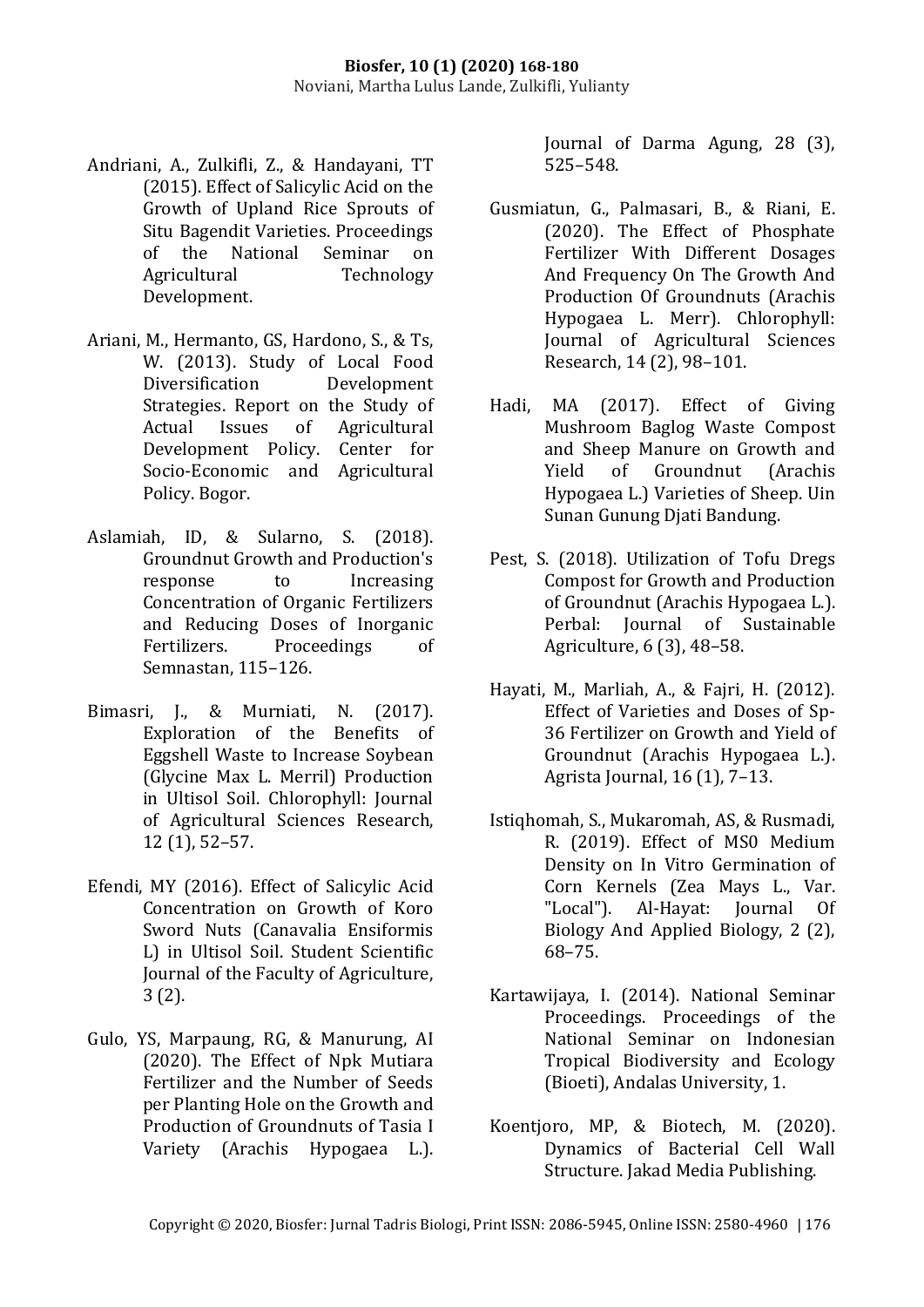Andriani, A., Zulkifli, Z., & Handayani, TT (2015). Effect of Salicylic Acid on the Growth of Upland Rice Sprouts of Situ Bagendit Varieties. Proceedings of the National Seminar on Agricultural Technology Development.

Ariani, M., Hermanto, GS, Hardono, S., & Ts, W. (2013). Study of Local Food Diversification Development Strategies. Report on the Study of Actual Issues of Agricultural Development Policy. Center for Socio-Economic and Agricultural Policy. Bogor.

Aslamiah, ID, & Sularno, S. (2018). Groundnut Growth and Production's response to Increasing Concentration of Organic Fertilizers and Reducing Doses of Inorganic Fertilizers. Proceedings of Semnastan, 115–126.

Bimasri, J., & Murniati, N. (2017). Exploration of the Benefits of Eggshell Waste to Increase Soybean (Glycine Max L. Merril) Production in Ultisol Soil. Chlorophyll: Journal of Agricultural Sciences Research, 12 (1), 52–57.

Efendi, MY (2016). Effect of Salicylic Acid Concentration on Growth of Koro Sword Nuts (Canavalia Ensiformis L) in Ultisol Soil. Student Scientific Journal of the Faculty of Agriculture, 3 (2).

Gulo, YS, Marpaung, RG, & Manurung, AI (2020). The Effect of Npk Mutiara Fertilizer and the Number of Seeds per Planting Hole on the Growth and Production of Groundnuts of Tasia I Variety (Arachis Hypogaea L.). Journal of Darma Agung, 28 (3), 525–548.

Gusmiatun, G., Palmasari, B., & Riani, E. (2020). The Effect of Phosphate Fertilizer With Different Dosages And Frequency On The Growth And Production Of Groundnuts (Arachis Hypogaea L. Merr). Chlorophyll: Journal of Agricultural Sciences Research, 14 (2), 98–101.

Hadi, MA (2017). Effect of Giving Mushroom Baglog Waste Compost and Sheep Manure on Growth and Yield of Groundnut (Arachis Hypogaea L.) Varieties of Sheep. Uin Sunan Gunung Djati Bandung.

Pest, S. (2018). Utilization of Tofu Dregs Compost for Growth and Production of Groundnut (Arachis Hypogaea L.). Perbal: Journal of Sustainable Agriculture, 6 (3), 48–58.

Hayati, M., Marliah, A., & Fajri, H. (2012). Effect of Varieties and Doses of Sp-36 Fertilizer on Growth and Yield of Groundnut (Arachis Hypogaea L.). Agrista Journal, 16 (1), 7–13.

Istiqhomah, S., Mukaromah, AS, & Rusmadi, R. (2019). Effect of MS0 Medium Density on In Vitro Germination of Corn Kernels (Zea Mays L., Var. "Local"). Al-Hayat: Journal Of Biology And Applied Biology, 2 (2), 68–75.

Kartawijaya, I. (2014). National Seminar Proceedings. Proceedings of the National Seminar on Indonesian Tropical Biodiversity and Ecology (Bioeti), Andalas University, 1.

Koentjoro, MP, & Biotech, M. (2020). Dynamics of Bacterial Cell Wall Structure. Jakad Media Publishing.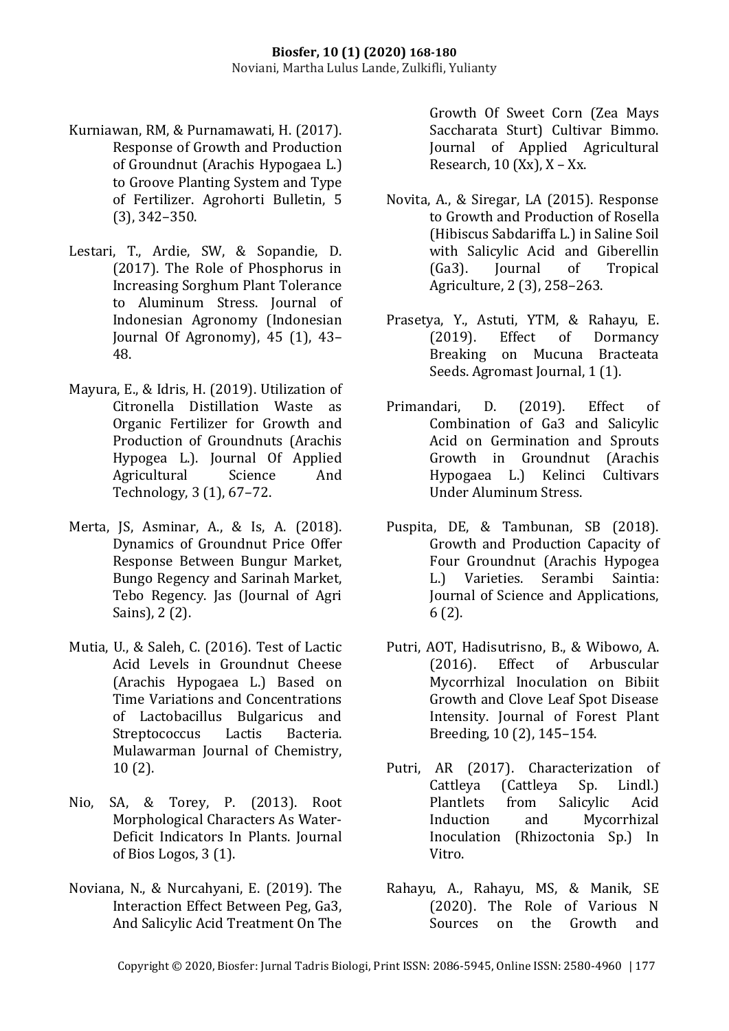Kurniawan, RM, & Purnamawati, H. (2017). Response of Growth and Production of Groundnut (Arachis Hypogaea L.) to Groove Planting System and Type of Fertilizer. Agrohorti Bulletin, 5 (3), 342–350.

Lestari, T., Ardie, SW, & Sopandie, D. (2017). The Role of Phosphorus in Increasing Sorghum Plant Tolerance to Aluminum Stress. Journal of Indonesian Agronomy (Indonesian Journal Of Agronomy), 45 (1), 43–48.

Mayura, E., & Idris, H. (2019). Utilization of Citronella Distillation Waste as Organic Fertilizer for Growth and Production of Groundnuts (Arachis Hypogea L.). Journal Of Applied Agricultural Science And Technology, 3 (1), 67–72.

Merta, JS, Asminar, A., & Is, A. (2018). Dynamics of Groundnut Price Offer Response Between Bungur Market, Bungo Regency and Sarinah Market, Tebo Regency. Jas (Journal of Agri Sains), 2 (2).

Mutia, U., & Saleh, C. (2016). Test of Lactic Acid Levels in Groundnut Cheese (Arachis Hypogaea L.) Based on Time Variations and Concentrations of Lactobacillus Bulgaricus and Streptococcus Lactis Bacteria. Mulawarman Journal of Chemistry, 10 (2).

Nio, SA, & Torey, P. (2013). Root Morphological Characters As Water-Deficit Indicators In Plants. Journal of Bios Logos, 3 (1).

Noviana, N., & Nurcahyani, E. (2019). The Interaction Effect Between Peg, Ga3, And Salicylic Acid Treatment On The Growth Of Sweet Corn (Zea Mays Saccharata Sturt) Cultivar Bimmo. Journal of Applied Agricultural Research, 10 (Xx), X – Xx.

Novita, A., & Siregar, LA (2015). Response to Growth and Production of Rosella (Hibiscus Sabdariffa L.) in Saline Soil with Salicylic Acid and Giberellin (Ga3). Journal of Tropical Agriculture, 2 (3), 258–263.

Prasetya, Y., Astuti, YTM, & Rahayu, E. (2019). Effect of Dormancy Breaking on Mucuna Bracteata Seeds. Agromast Journal, 1 (1).

Primandari, D. (2019). Effect of Combination of Ga3 and Salicylic Acid on Germination and Sprouts Growth in Groundnut (Arachis Hypogaea L.) Kelinci Cultivars Under Aluminum Stress.

Puspita, DE, & Tambunan, SB (2018). Growth and Production Capacity of Four Groundnut (Arachis Hypogea L.) Varieties. Serambi Saintia: Journal of Science and Applications, 6 (2).

Putri, AOT, Hadisutrisno, B., & Wibowo, A. (2016). Effect of Arbuscular Mycorrhizal Inoculation on Bibiit Growth and Clove Leaf Spot Disease Intensity. Journal of Forest Plant Breeding, 10 (2), 145–154.

Putri, AR (2017). Characterization of Cattleya (Cattleya Sp. Lindl.) Plantlets from Salicylic Acid Induction and Mycorrhizal Inoculation (Rhizoctonia Sp.) In Vitro.

Rahayu, A., Rahayu, MS, & Manik, SE (2020). The Role of Various N Sources on the Growth and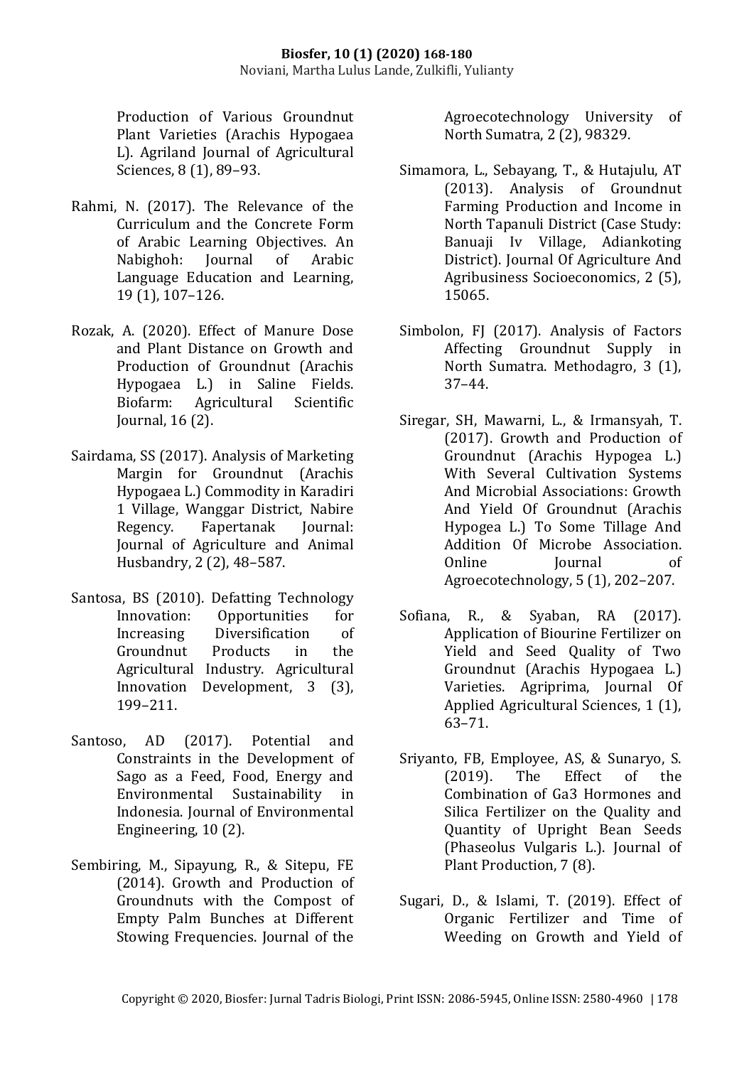Production of Various Groundnut Plant Varieties (Arachis Hypogaea L). Agriland Journal of Agricultural Sciences, 8 (1), 89–93.

Rahmi, N. (2017). The Relevance of the Curriculum and the Concrete Form of Arabic Learning Objectives. An Nabighoh: Journal of Arabic Language Education and Learning, 19 (1), 107–126.

Rozak, A. (2020). Effect of Manure Dose and Plant Distance on Growth and Production of Groundnut (Arachis Hypogaea L.) in Saline Fields. Biofarm: Agricultural Scientific Journal, 16 (2).

Sairdama, SS (2017). Analysis of Marketing Margin for Groundnut (Arachis Hypogaea L.) Commodity in Karadiri 1 Village, Wanggar District, Nabire Regency. Fapertanak Journal: Journal of Agriculture and Animal Husbandry, 2 (2), 48–587.

Santosa, BS (2010). Defatting Technology Innovation: Opportunities for Increasing Diversification of Groundnut Products in the Agricultural Industry. Agricultural Innovation Development, 3 (3), 199–211.

Santoso, AD (2017). Potential and Constraints in the Development of Sago as a Feed, Food, Energy and Environmental Sustainability in Indonesia. Journal of Environmental Engineering, 10 (2).

Sembiring, M., Sipayung, R., & Sitepu, FE (2014). Growth and Production of Groundnuts with the Compost of Empty Palm Bunches at Different Stowing Frequencies. Journal of the Agroecotechnology University of North Sumatra, 2 (2), 98329.

Simamora, L., Sebayang, T., & Hutajulu, AT (2013). Analysis of Groundnut Farming Production and Income in North Tapanuli District (Case Study: Banuaji Iv Village, Adiankoting District). Journal Of Agriculture And Agribusiness Socioeconomics, 2 (5), 15065.

Simbolon, FJ (2017). Analysis of Factors Affecting Groundnut Supply in North Sumatra. Methodagro, 3 (1), 37–44.

Siregar, SH, Mawarni, L., & Irmansyah, T. (2017). Growth and Production of Groundnut (Arachis Hypogea L.) With Several Cultivation Systems And Microbial Associations: Growth And Yield Of Groundnut (Arachis Hypogea L.) To Some Tillage And Addition Of Microbe Association. Online Journal of Agroecotechnology, 5 (1), 202–207.

Sofiana, R., & Syaban, RA (2017). Application of Biourine Fertilizer on Yield and Seed Quality of Two Groundnut (Arachis Hypogaea L.) Varieties. Agriprima, Journal Of Applied Agricultural Sciences, 1 (1), 63–71.

Sriyanto, FB, Employee, AS, & Sunaryo, S. (2019). The Effect of the Combination of Ga3 Hormones and Silica Fertilizer on the Quality and Quantity of Upright Bean Seeds (Phaseolus Vulgaris L.). Journal of Plant Production, 7 (8).

Sugari, D., & Islami, T. (2019). Effect of Organic Fertilizer and Time of Weeding on Growth and Yield of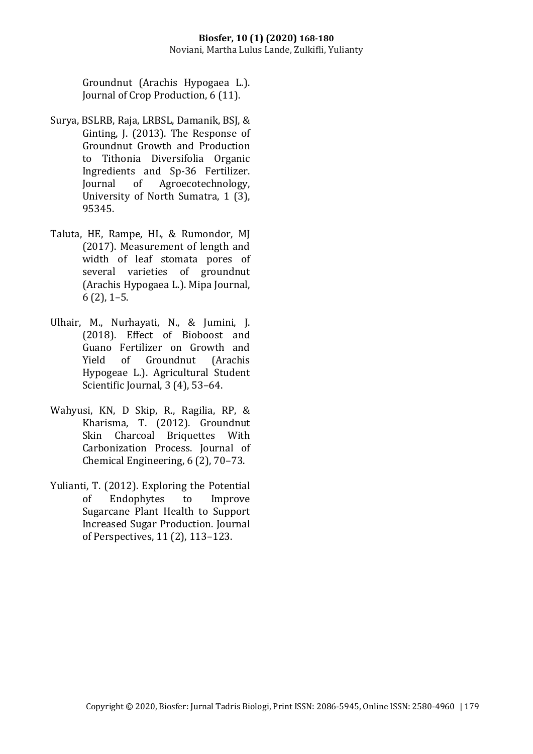Groundnut (Arachis Hypogaea L.). Journal of Crop Production, 6 (11).

Surya, BSLRB, Raja, LRBSL, Damanik, BSJ, & Ginting, J. (2013). The Response of Groundnut Growth and Production to Tithonia Diversifolia Organic Ingredients and Sp-36 Fertilizer. Journal of Agroecotechnology, University of North Sumatra, 1 (3), 95345.

Taluta, HE, Rampe, HL, & Rumondor, MJ (2017). Measurement of length and width of leaf stomata pores of several varieties of groundnut (Arachis Hypogaea L.). Mipa Journal, 6 (2), 1–5.

Ulhair, M., Nurhayati, N., & Jumini, J. (2018). Effect of Bioboost and Guano Fertilizer on Growth and Yield of Groundnut (Arachis Hypogeae L.). Agricultural Student Scientific Journal, 3 (4), 53–64.

Wahyusi, KN, D Skip, R., Ragilia, RP, & Kharisma, T. (2012). Groundnut Skin Charcoal Briquettes With Carbonization Process. Journal of Chemical Engineering, 6 (2), 70–73.

Yulianti, T. (2012). Exploring the Potential of Endophytes to Improve Sugarcane Plant Health to Support Increased Sugar Production. Journal of Perspectives, 11 (2), 113–123.